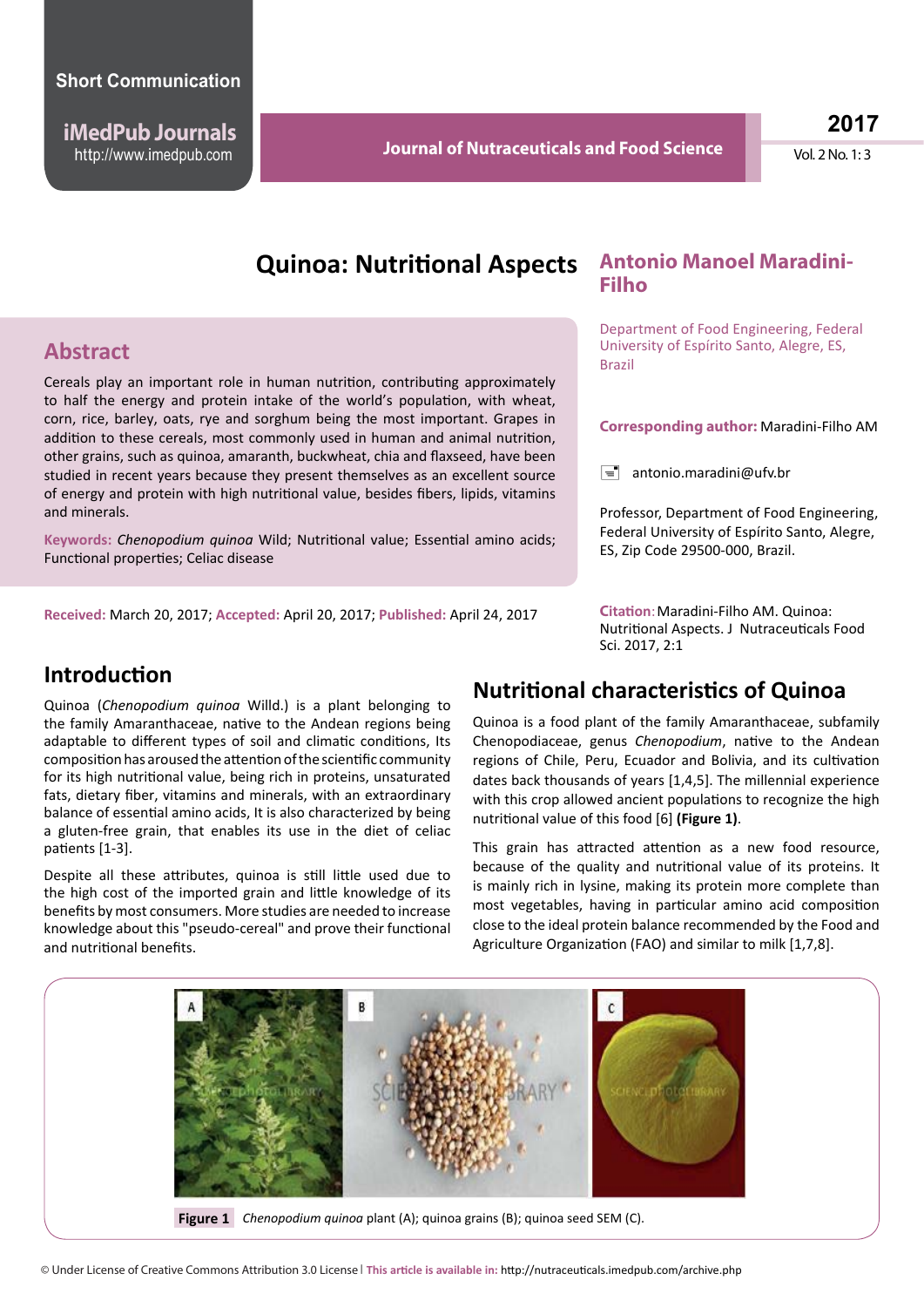Short Communication

iMedPub Journals
http://www.imedpub.com

Journal of Nutraceuticals and Food Science

2017
Vol. 2 No. 1: 3

# Quinoa: Nutritional Aspects

**Antonio Manoel Maradini-Filho**

Department of Food Engineering, Federal University of Espírito Santo, Alegre, ES, Brazil

**Corresponding author:** Maradini-Filho AM

antonio.maradini@ufv.br

Professor, Department of Food Engineering, Federal University of Espírito Santo, Alegre, ES, Zip Code 29500-000, Brazil.

**Citation:** Maradini-Filho AM. Quinoa: Nutritional Aspects. J Nutraceuticals Food Sci. 2017, 2:1

## Abstract

Cereals play an important role in human nutrition, contributing approximately to half the energy and protein intake of the world's population, with wheat, corn, rice, barley, oats, rye and sorghum being the most important. Grapes in addition to these cereals, most commonly used in human and animal nutrition, other grains, such as quinoa, amaranth, buckwheat, chia and flaxseed, have been studied in recent years because they present themselves as an excellent source of energy and protein with high nutritional value, besides fibers, lipids, vitamins and minerals.

**Keywords:** *Chenopodium quinoa* Wild; Nutritional value; Essential amino acids; Functional properties; Celiac disease

**Received:** March 20, 2017; **Accepted:** April 20, 2017; **Published:** April 24, 2017

## Introduction

Quinoa (*Chenopodium quinoa* Willd.) is a plant belonging to the family Amaranthaceae, native to the Andean regions being adaptable to different types of soil and climatic conditions, Its composition has aroused the attention of the scientific community for its high nutritional value, being rich in proteins, unsaturated fats, dietary fiber, vitamins and minerals, with an extraordinary balance of essential amino acids, It is also characterized by being a gluten-free grain, that enables its use in the diet of celiac patients [1-3].

Despite all these attributes, quinoa is still little used due to the high cost of the imported grain and little knowledge of its benefits by most consumers. More studies are needed to increase knowledge about this "pseudo-cereal" and prove their functional and nutritional benefits.

## Nutritional characteristics of Quinoa

Quinoa is a food plant of the family Amaranthaceae, subfamily Chenopodiaceae, genus *Chenopodium*, native to the Andean regions of Chile, Peru, Ecuador and Bolivia, and its cultivation dates back thousands of years [1,4,5]. The millennial experience with this crop allowed ancient populations to recognize the high nutritional value of this food [6] **(Figure 1)**.

This grain has attracted attention as a new food resource, because of the quality and nutritional value of its proteins. It is mainly rich in lysine, making its protein more complete than most vegetables, having in particular amino acid composition close to the ideal protein balance recommended by the Food and Agriculture Organization (FAO) and similar to milk [1,7,8].

**Figure 1** *Chenopodium quinoa* plant (A); quinoa grains (B); quinoa seed SEM (C).

© Under License of Creative Commons Attribution 3.0 License | **This article is available in:** http://nutraceuticals.imedpub.com/archive.php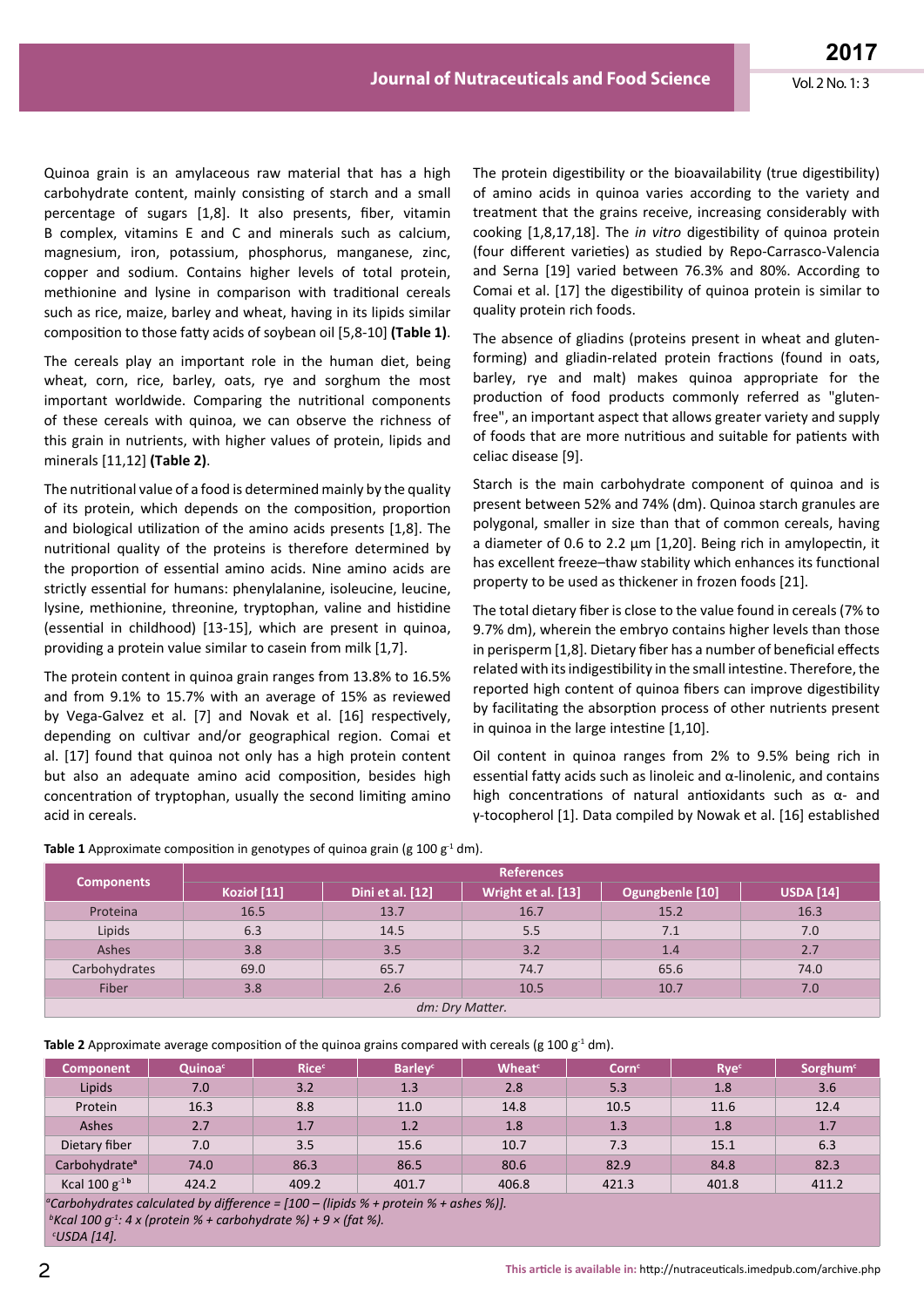Quinoa grain is an amylaceous raw material that has a high carbohydrate content, mainly consisting of starch and a small percentage of sugars [1,8]. It also presents, fiber, vitamin B complex, vitamins E and C and minerals such as calcium, magnesium, iron, potassium, phosphorus, manganese, zinc, copper and sodium. Contains higher levels of total protein, methionine and lysine in comparison with traditional cereals such as rice, maize, barley and wheat, having in its lipids similar composition to those fatty acids of soybean oil [5,8-10] **(Table 1)**.

The cereals play an important role in the human diet, being wheat, corn, rice, barley, oats, rye and sorghum the most important worldwide. Comparing the nutritional components of these cereals with quinoa, we can observe the richness of this grain in nutrients, with higher values of protein, lipids and minerals [11,12] **(Table 2)**.

The nutritional value of a food is determined mainly by the quality of its protein, which depends on the composition, proportion and biological utilization of the amino acids presents [1,8]. The nutritional quality of the proteins is therefore determined by the proportion of essential amino acids. Nine amino acids are strictly essential for humans: phenylalanine, isoleucine, leucine, lysine, methionine, threonine, tryptophan, valine and histidine (essential in childhood) [13-15], which are present in quinoa, providing a protein value similar to casein from milk [1,7].

The protein content in quinoa grain ranges from 13.8% to 16.5% and from 9.1% to 15.7% with an average of 15% as reviewed by Vega-Galvez et al. [7] and Novak et al. [16] respectively, depending on cultivar and/or geographical region. Comai et al. [17] found that quinoa not only has a high protein content but also an adequate amino acid composition, besides high concentration of tryptophan, usually the second limiting amino acid in cereals.

The protein digestibility or the bioavailability (true digestibility) of amino acids in quinoa varies according to the variety and treatment that the grains receive, increasing considerably with cooking [1,8,17,18]. The *in vitro* digestibility of quinoa protein (four different varieties) as studied by Repo-Carrasco-Valencia and Serna [19] varied between 76.3% and 80%. According to Comai et al. [17] the digestibility of quinoa protein is similar to quality protein rich foods.

The absence of gliadins (proteins present in wheat and gluten-forming) and gliadin-related protein fractions (found in oats, barley, rye and malt) makes quinoa appropriate for the production of food products commonly referred as "gluten-free", an important aspect that allows greater variety and supply of foods that are more nutritious and suitable for patients with celiac disease [9].

Starch is the main carbohydrate component of quinoa and is present between 52% and 74% (dm). Quinoa starch granules are polygonal, smaller in size than that of common cereals, having a diameter of 0.6 to 2.2 μm [1,20]. Being rich in amylopectin, it has excellent freeze–thaw stability which enhances its functional property to be used as thickener in frozen foods [21].

The total dietary fiber is close to the value found in cereals (7% to 9.7% dm), wherein the embryo contains higher levels than those in perisperm [1,8]. Dietary fiber has a number of beneficial effects related with its indigestibility in the small intestine. Therefore, the reported high content of quinoa fibers can improve digestibility by facilitating the absorption process of other nutrients present in quinoa in the large intestine [1,10].

Oil content in quinoa ranges from 2% to 9.5% being rich in essential fatty acids such as linoleic and α-linolenic, and contains high concentrations of natural antioxidants such as α- and γ-tocopherol [1]. Data compiled by Nowak et al. [16] established

**Table 1** Approximate composition in genotypes of quinoa grain (g 100 $g^{-1}$ dm).

| Components | References | | | | |
|---|---|---|---|---|---|
| | Kozioł [11] | Dini et al. [12] | Wright et al. [13] | Ogungbenle [10] | USDA [14] |
| Proteina | 16.5 | 13.7 | 16.7 | 15.2 | 16.3 |
| Lipids | 6.3 | 14.5 | 5.5 | 7.1 | 7.0 |
| Ashes | 3.8 | 3.5 | 3.2 | 1.4 | 2.7 |
| Carbohydrates | 69.0 | 65.7 | 74.7 | 65.6 | 74.0 |
| Fiber | 3.8 | 2.6 | 10.5 | 10.7 | 7.0 |

*dm: Dry Matter.*

**Table 2** Approximate average composition of the quinoa grains compared with cereals (g 100 $g^{-1}$ dm).

| Component | Quinoa[c] | Rice[c] | Barley[c] | Wheat[c] | Corn[c] | Rye[c] | Sorghum[c] |
|---|---|---|---|---|---|---|---|
| Lipids | 7.0 | 3.2 | 1.3 | 2.8 | 5.3 | 1.8 | 3.6 |
| Protein | 16.3 | 8.8 | 11.0 | 14.8 | 10.5 | 11.6 | 12.4 |
| Ashes | 2.7 | 1.7 | 1.2 | 1.8 | 1.3 | 1.8 | 1.7 |
| Dietary fiber | 7.0 | 3.5 | 15.6 | 10.7 | 7.3 | 15.1 | 6.3 |
| Carbohydrate[a] | 74.0 | 86.3 | 86.5 | 80.6 | 82.9 | 84.8 | 82.3 |
| Kcal 100 $g^{-1}$ [b] | 424.2 | 409.2 | 401.7 | 406.8 | 421.3 | 401.8 | 411.2 |

*[a]Carbohydrates calculated by difference = [100 – (lipids % + protein % + ashes %)].*
*[b]Kcal 100 $g^{-1}$: 4 x (protein % + carbohydrate %) + 9 × (fat %).*
*[c]USDA [14].*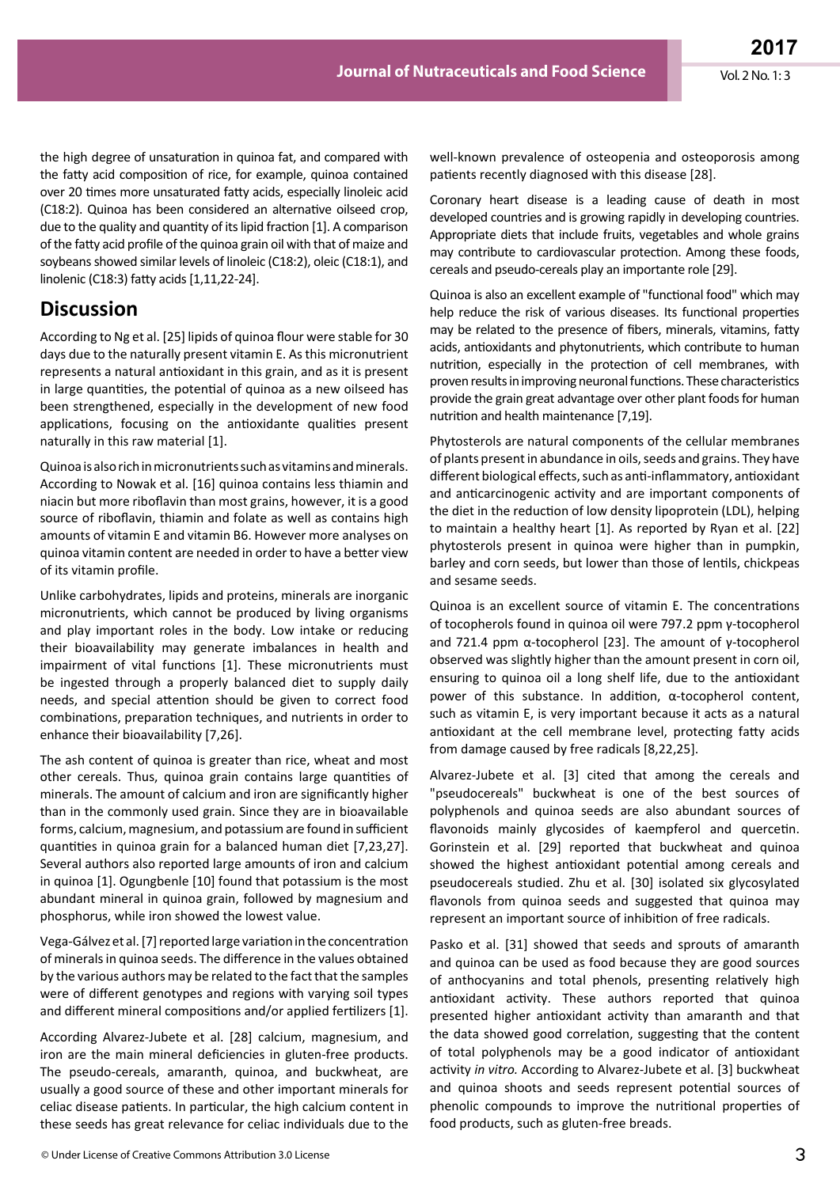the high degree of unsaturation in quinoa fat, and compared with the fatty acid composition of rice, for example, quinoa contained over 20 times more unsaturated fatty acids, especially linoleic acid (C18:2). Quinoa has been considered an alternative oilseed crop, due to the quality and quantity of its lipid fraction [1]. A comparison of the fatty acid profile of the quinoa grain oil with that of maize and soybeans showed similar levels of linoleic (C18:2), oleic (C18:1), and linolenic (C18:3) fatty acids [1,11,22-24].

## Discussion

According to Ng et al. [25] lipids of quinoa flour were stable for 30 days due to the naturally present vitamin E. As this micronutrient represents a natural antioxidant in this grain, and as it is present in large quantities, the potential of quinoa as a new oilseed has been strengthened, especially in the development of new food applications, focusing on the antioxidante qualities present naturally in this raw material [1].

Quinoa is also rich in micronutrients such as vitamins and minerals. According to Nowak et al. [16] quinoa contains less thiamin and niacin but more riboflavin than most grains, however, it is a good source of riboflavin, thiamin and folate as well as contains high amounts of vitamin E and vitamin B6. However more analyses on quinoa vitamin content are needed in order to have a better view of its vitamin profile.

Unlike carbohydrates, lipids and proteins, minerals are inorganic micronutrients, which cannot be produced by living organisms and play important roles in the body. Low intake or reducing their bioavailability may generate imbalances in health and impairment of vital functions [1]. These micronutrients must be ingested through a properly balanced diet to supply daily needs, and special attention should be given to correct food combinations, preparation techniques, and nutrients in order to enhance their bioavailability [7,26].

The ash content of quinoa is greater than rice, wheat and most other cereals. Thus, quinoa grain contains large quantities of minerals. The amount of calcium and iron are significantly higher than in the commonly used grain. Since they are in bioavailable forms, calcium, magnesium, and potassium are found in sufficient quantities in quinoa grain for a balanced human diet [7,23,27]. Several authors also reported large amounts of iron and calcium in quinoa [1]. Ogungbenle [10] found that potassium is the most abundant mineral in quinoa grain, followed by magnesium and phosphorus, while iron showed the lowest value.

Vega-Gálvez et al. [7] reported large variation in the concentration of minerals in quinoa seeds. The difference in the values obtained by the various authors may be related to the fact that the samples were of different genotypes and regions with varying soil types and different mineral compositions and/or applied fertilizers [1].

According Alvarez-Jubete et al. [28] calcium, magnesium, and iron are the main mineral deficiencies in gluten-free products. The pseudo-cereals, amaranth, quinoa, and buckwheat, are usually a good source of these and other important minerals for celiac disease patients. In particular, the high calcium content in these seeds has great relevance for celiac individuals due to the well-known prevalence of osteopenia and osteoporosis among patients recently diagnosed with this disease [28].

Coronary heart disease is a leading cause of death in most developed countries and is growing rapidly in developing countries. Appropriate diets that include fruits, vegetables and whole grains may contribute to cardiovascular protection. Among these foods, cereals and pseudo-cereals play an importante role [29].

Quinoa is also an excellent example of "functional food" which may help reduce the risk of various diseases. Its functional properties may be related to the presence of fibers, minerals, vitamins, fatty acids, antioxidants and phytonutrients, which contribute to human nutrition, especially in the protection of cell membranes, with proven results in improving neuronal functions. These characteristics provide the grain great advantage over other plant foods for human nutrition and health maintenance [7,19].

Phytosterols are natural components of the cellular membranes of plants present in abundance in oils, seeds and grains. They have different biological effects, such as anti-inflammatory, antioxidant and anticarcinogenic activity and are important components of the diet in the reduction of low density lipoprotein (LDL), helping to maintain a healthy heart [1]. As reported by Ryan et al. [22] phytosterols present in quinoa were higher than in pumpkin, barley and corn seeds, but lower than those of lentils, chickpeas and sesame seeds.

Quinoa is an excellent source of vitamin E. The concentrations of tocopherols found in quinoa oil were 797.2 ppm γ-tocopherol and 721.4 ppm α-tocopherol [23]. The amount of γ-tocopherol observed was slightly higher than the amount present in corn oil, ensuring to quinoa oil a long shelf life, due to the antioxidant power of this substance. In addition, α-tocopherol content, such as vitamin E, is very important because it acts as a natural antioxidant at the cell membrane level, protecting fatty acids from damage caused by free radicals [8,22,25].

Alvarez-Jubete et al. [3] cited that among the cereals and "pseudocereals" buckwheat is one of the best sources of polyphenols and quinoa seeds are also abundant sources of flavonoids mainly glycosides of kaempferol and quercetin. Gorinstein et al. [29] reported that buckwheat and quinoa showed the highest antioxidant potential among cereals and pseudocereals studied. Zhu et al. [30] isolated six glycosylated flavonols from quinoa seeds and suggested that quinoa may represent an important source of inhibition of free radicals.

Pasko et al. [31] showed that seeds and sprouts of amaranth and quinoa can be used as food because they are good sources of anthocyanins and total phenols, presenting relatively high antioxidant activity. These authors reported that quinoa presented higher antioxidant activity than amaranth and that the data showed good correlation, suggesting that the content of total polyphenols may be a good indicator of antioxidant activity *in vitro.* According to Alvarez-Jubete et al. [3] buckwheat and quinoa shoots and seeds represent potential sources of phenolic compounds to improve the nutritional properties of food products, such as gluten-free breads.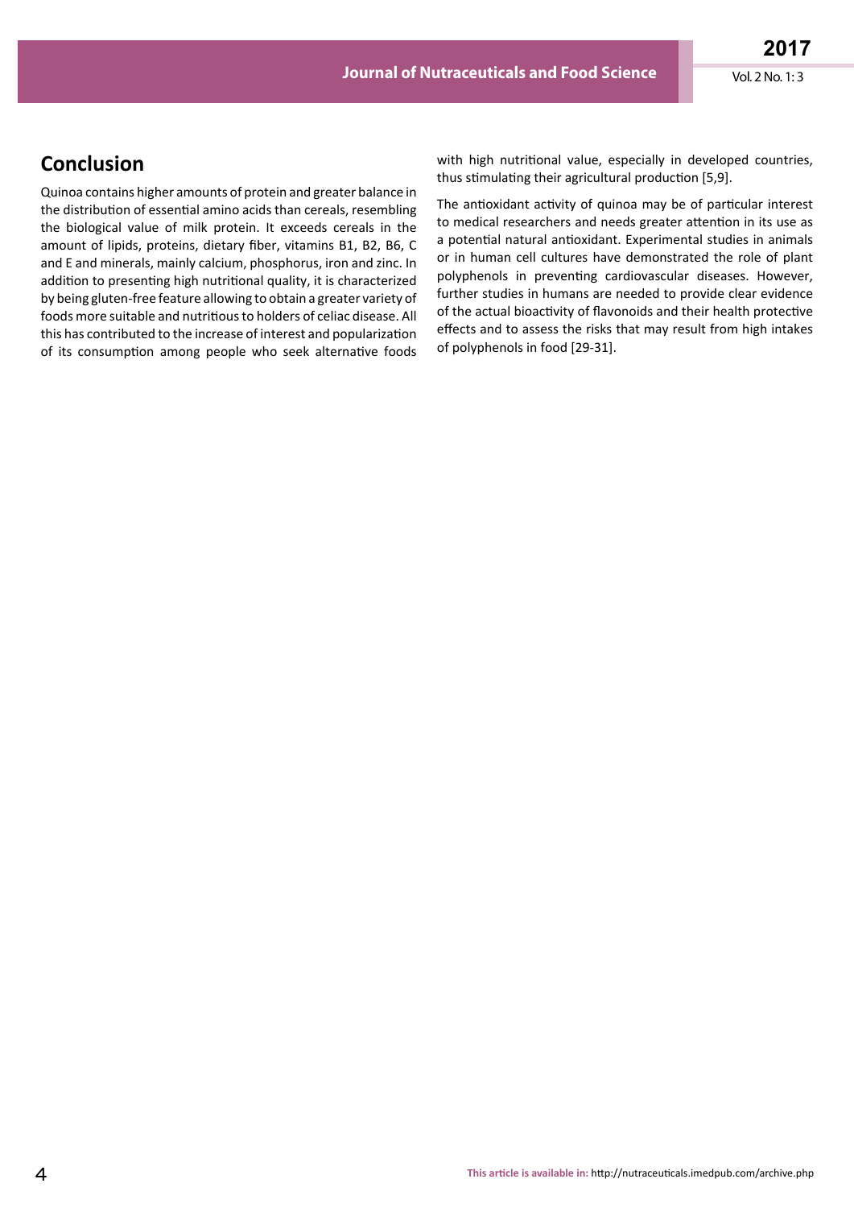## Conclusion

Quinoa contains higher amounts of protein and greater balance in the distribution of essential amino acids than cereals, resembling the biological value of milk protein. It exceeds cereals in the amount of lipids, proteins, dietary fiber, vitamins B1, B2, B6, C and E and minerals, mainly calcium, phosphorus, iron and zinc. In addition to presenting high nutritional quality, it is characterized by being gluten-free feature allowing to obtain a greater variety of foods more suitable and nutritious to holders of celiac disease. All this has contributed to the increase of interest and popularization of its consumption among people who seek alternative foods with high nutritional value, especially in developed countries, thus stimulating their agricultural production [5,9].

The antioxidant activity of quinoa may be of particular interest to medical researchers and needs greater attention in its use as a potential natural antioxidant. Experimental studies in animals or in human cell cultures have demonstrated the role of plant polyphenols in preventing cardiovascular diseases. However, further studies in humans are needed to provide clear evidence of the actual bioactivity of flavonoids and their health protective effects and to assess the risks that may result from high intakes of polyphenols in food [29-31].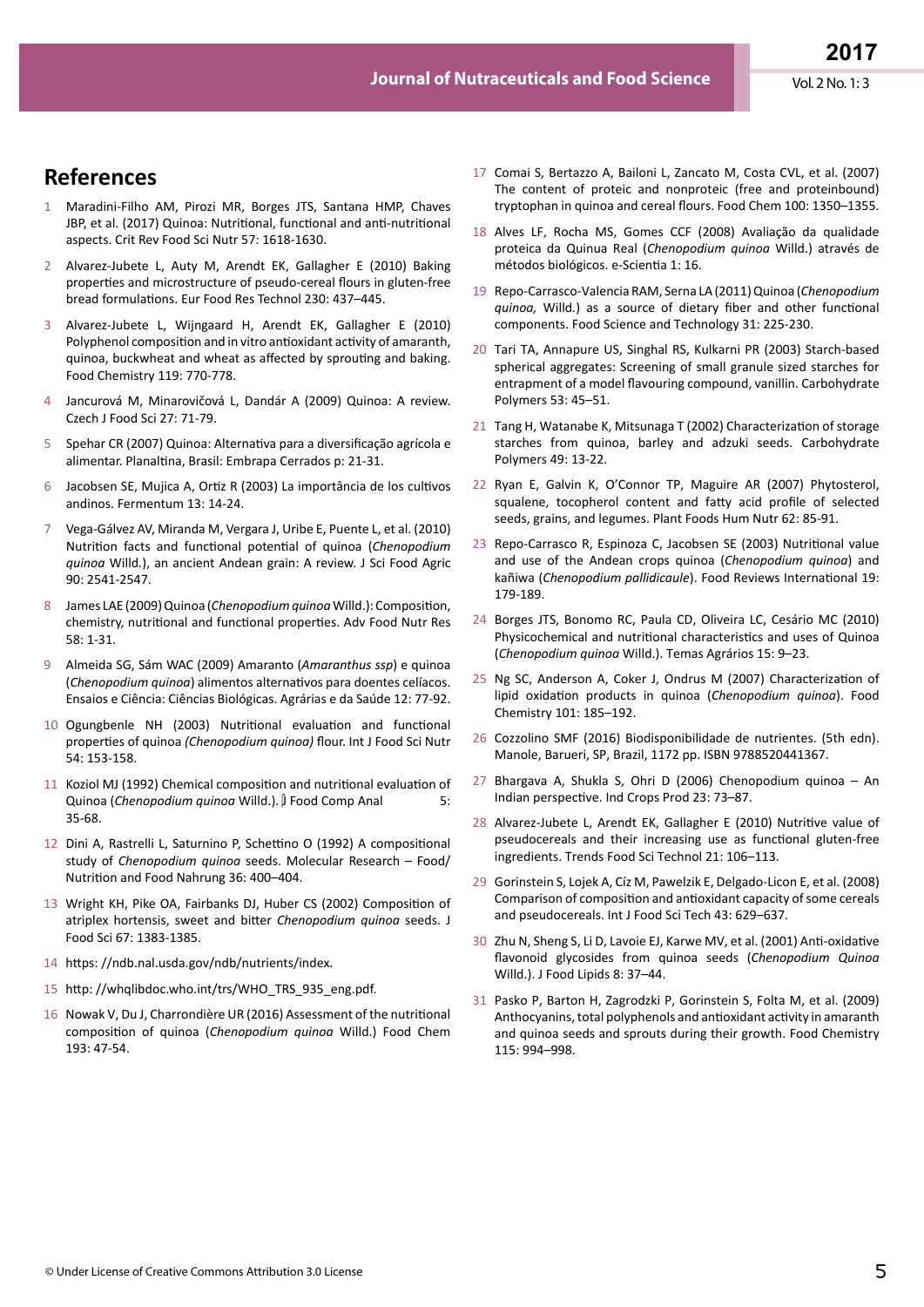## References

1. Maradini-Filho AM, Pirozi MR, Borges JTS, Santana HMP, Chaves JBP, et al. (2017) Quinoa: Nutritional, functional and anti-nutritional aspects. Crit Rev Food Sci Nutr 57: 1618-1630.

2. Alvarez-Jubete L, Auty M, Arendt EK, Gallagher E (2010) Baking properties and microstructure of pseudo-cereal flours in gluten-free bread formulations. Eur Food Res Technol 230: 437–445.

3. Alvarez-Jubete L, Wijngaard H, Arendt EK, Gallagher E (2010) Polyphenol composition and in vitro antioxidant activity of amaranth, quinoa, buckwheat and wheat as affected by sprouting and baking. Food Chemistry 119: 770-778.

4. Jancurová M, Minarovičová L, Dandár A (2009) Quinoa: A review. Czech J Food Sci 27: 71-79.

5. Spehar CR (2007) Quinoa: Alternativa para a diversificação agrícola e alimentar. Planaltina, Brasil: Embrapa Cerrados p: 21-31.

6. Jacobsen SE, Mujica A, Ortiz R (2003) La importância de los cultivos andinos. Fermentum 13: 14-24.

7. Vega-Gálvez AV, Miranda M, Vergara J, Uribe E, Puente L, et al. (2010) Nutrition facts and functional potential of quinoa (*Chenopodium quinoa* Willd.), an ancient Andean grain: A review. J Sci Food Agric 90: 2541-2547.

8. James LAE (2009) Quinoa (*Chenopodium quinoa* Willd.): Composition, chemistry, nutritional and functional properties. Adv Food Nutr Res 58: 1-31.

9. Almeida SG, Sám WAC (2009) Amaranto (*Amaranthus ssp*) e quinoa (*Chenopodium quinoa*) alimentos alternativos para doentes celíacos. Ensaios e Ciência: Ciências Biológicas. Agrárias e da Saúde 12: 77-92.

10. Ogungbenle NH (2003) Nutritional evaluation and functional properties of quinoa *(Chenopodium quinoa)* flour. Int J Food Sci Nutr 54: 153-158.

11. Koziol MJ (1992) Chemical composition and nutritional evaluation of Quinoa (*Chenopodium quinoa* Willd.). J Food Comp Anal 5: 35-68.

12. Dini A, Rastrelli L, Saturnino P, Schettino O (1992) A compositional study of *Chenopodium quinoa* seeds. Molecular Research – Food/Nutrition and Food Nahrung 36: 400–404.

13. Wright KH, Pike OA, Fairbanks DJ, Huber CS (2002) Composition of atriplex hortensis, sweet and bitter *Chenopodium quinoa* seeds. J Food Sci 67: 1383-1385.

14. https: //ndb.nal.usda.gov/ndb/nutrients/index.

15. http: //whqlibdoc.who.int/trs/WHO_TRS_935_eng.pdf.

16. Nowak V, Du J, Charrondière UR (2016) Assessment of the nutritional composition of quinoa (*Chenopodium quinoa* Willd.) Food Chem 193: 47-54.

17. Comai S, Bertazzo A, Bailoni L, Zancato M, Costa CVL, et al. (2007) The content of proteic and nonproteic (free and proteinbound) tryptophan in quinoa and cereal flours. Food Chem 100: 1350–1355.

18. Alves LF, Rocha MS, Gomes CCF (2008) Avaliação da qualidade proteica da Quinua Real (*Chenopodium quinoa* Willd.) através de métodos biológicos. e-Scientia 1: 16.

19. Repo-Carrasco-Valencia RAM, Serna LA (2011) Quinoa (*Chenopodium quinoa,* Willd.) as a source of dietary fiber and other functional components. Food Science and Technology 31: 225-230.

20. Tari TA, Annapure US, Singhal RS, Kulkarni PR (2003) Starch-based spherical aggregates: Screening of small granule sized starches for entrapment of a model flavouring compound, vanillin. Carbohydrate Polymers 53: 45–51.

21. Tang H, Watanabe K, Mitsunaga T (2002) Characterization of storage starches from quinoa, barley and adzuki seeds. Carbohydrate Polymers 49: 13-22.

22. Ryan E, Galvin K, O'Connor TP, Maguire AR (2007) Phytosterol, squalene, tocopherol content and fatty acid profile of selected seeds, grains, and legumes. Plant Foods Hum Nutr 62: 85-91.

23. Repo-Carrasco R, Espinoza C, Jacobsen SE (2003) Nutritional value and use of the Andean crops quinoa (*Chenopodium quinoa*) and kañiwa (*Chenopodium pallidicaule*). Food Reviews International 19: 179-189.

24. Borges JTS, Bonomo RC, Paula CD, Oliveira LC, Cesário MC (2010) Physicochemical and nutritional characteristics and uses of Quinoa (*Chenopodium quinoa* Willd.). Temas Agrários 15: 9–23.

25. Ng SC, Anderson A, Coker J, Ondrus M (2007) Characterization of lipid oxidation products in quinoa (*Chenopodium quinoa*). Food Chemistry 101: 185–192.

26. Cozzolino SMF (2016) Biodisponibilidade de nutrientes. (5th edn). Manole, Barueri, SP, Brazil, 1172 pp. ISBN 9788520441367.

27. Bhargava A, Shukla S, Ohri D (2006) Chenopodium quinoa – An Indian perspective. Ind Crops Prod 23: 73–87.

28. Alvarez-Jubete L, Arendt EK, Gallagher E (2010) Nutritive value of pseudocereals and their increasing use as functional gluten-free ingredients. Trends Food Sci Technol 21: 106–113.

29. Gorinstein S, Lojek A, Cíz M, Pawelzik E, Delgado-Licon E, et al. (2008) Comparison of composition and antioxidant capacity of some cereals and pseudocereals. Int J Food Sci Tech 43: 629–637.

30. Zhu N, Sheng S, Li D, Lavoie EJ, Karwe MV, et al. (2001) Anti-oxidative flavonoid glycosides from quinoa seeds (*Chenopodium Quinoa* Willd.). J Food Lipids 8: 37–44.

31. Pasko P, Barton H, Zagrodzki P, Gorinstein S, Folta M, et al. (2009) Anthocyanins, total polyphenols and antioxidant activity in amaranth and quinoa seeds and sprouts during their growth. Food Chemistry 115: 994–998.

© Under License of Creative Commons Attribution 3.0 License